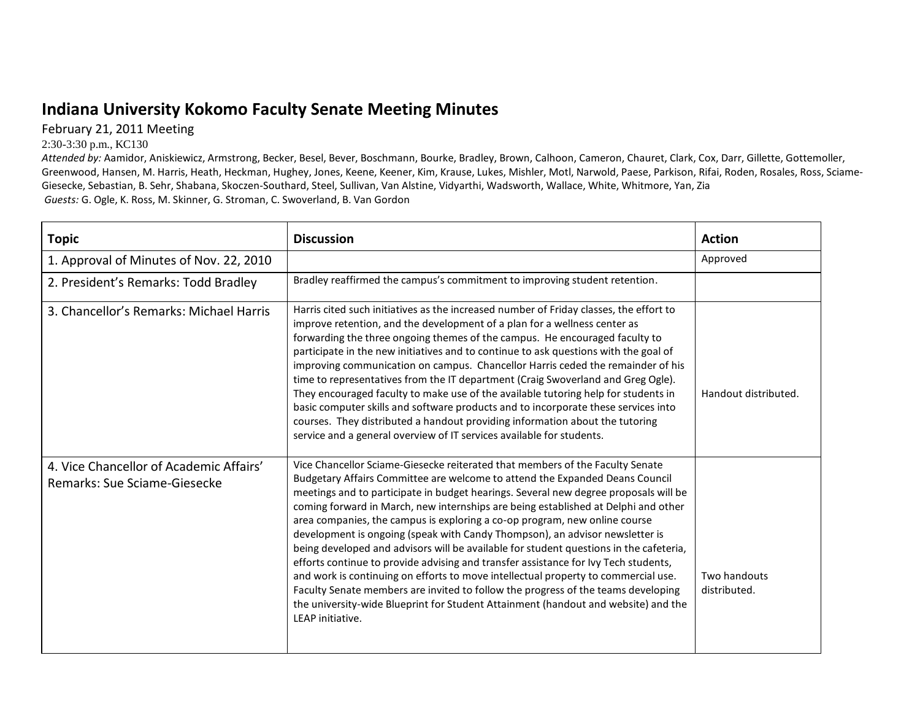# Indiana University Kokomo Faculty Senate Meeting Minutes

February 21, 2011 Meeting

2:30-3:30 p.m., KC130

*Attended by:* Aamidor, Aniskiewicz, Armstrong, Becker, Besel, Bever, Boschmann, Bourke, Bradley, Brown, Calhoon, Cameron, Chauret, Clark, Cox, Darr, Gillette, Gottemoller, Greenwood, Hansen, M. Harris, Heath, Heckman, Hughey, Jones, Keene, Keener, Kim, Krause, Lukes, Mishler, Motl, Narwold, Paese, Parkison, Rifai, Roden, Rosales, Ross, Sciame-Giesecke, Sebastian, B. Sehr, Shabana, Skoczen-Southard, Steel, Sullivan, Van Alstine, Vidyarthi, Wadsworth, Wallace, White, Whitmore, Yan, Zia

*Guests:* G. Ogle, K. Ross, M. Skinner, G. Stroman, C. Swoverland, B. Van Gordon

| Topic | Discussion | Action |
|---|---|---|
| 1. Approval of Minutes of Nov. 22, 2010 | | Approved |
| 2. President's Remarks: Todd Bradley | Bradley reaffirmed the campus's commitment to improving student retention. | |
| 3. Chancellor's Remarks: Michael Harris | Harris cited such initiatives as the increased number of Friday classes, the effort to improve retention, and the development of a plan for a wellness center as forwarding the three ongoing themes of the campus. He encouraged faculty to participate in the new initiatives and to continue to ask questions with the goal of improving communication on campus. Chancellor Harris ceded the remainder of his time to representatives from the IT department (Craig Swoverland and Greg Ogle). They encouraged faculty to make use of the available tutoring help for students in basic computer skills and software products and to incorporate these services into courses. They distributed a handout providing information about the tutoring service and a general overview of IT services available for students. | Handout distributed. |
| 4. Vice Chancellor of Academic Affairs' Remarks: Sue Sciame-Giesecke | Vice Chancellor Sciame-Giesecke reiterated that members of the Faculty Senate Budgetary Affairs Committee are welcome to attend the Expanded Deans Council meetings and to participate in budget hearings. Several new degree proposals will be coming forward in March, new internships are being established at Delphi and other area companies, the campus is exploring a co-op program, new online course development is ongoing (speak with Candy Thompson), an advisor newsletter is being developed and advisors will be available for student questions in the cafeteria, efforts continue to provide advising and transfer assistance for Ivy Tech students, and work is continuing on efforts to move intellectual property to commercial use. Faculty Senate members are invited to follow the progress of the teams developing the university-wide Blueprint for Student Attainment (handout and website) and the LEAP initiative. | Two handouts distributed. |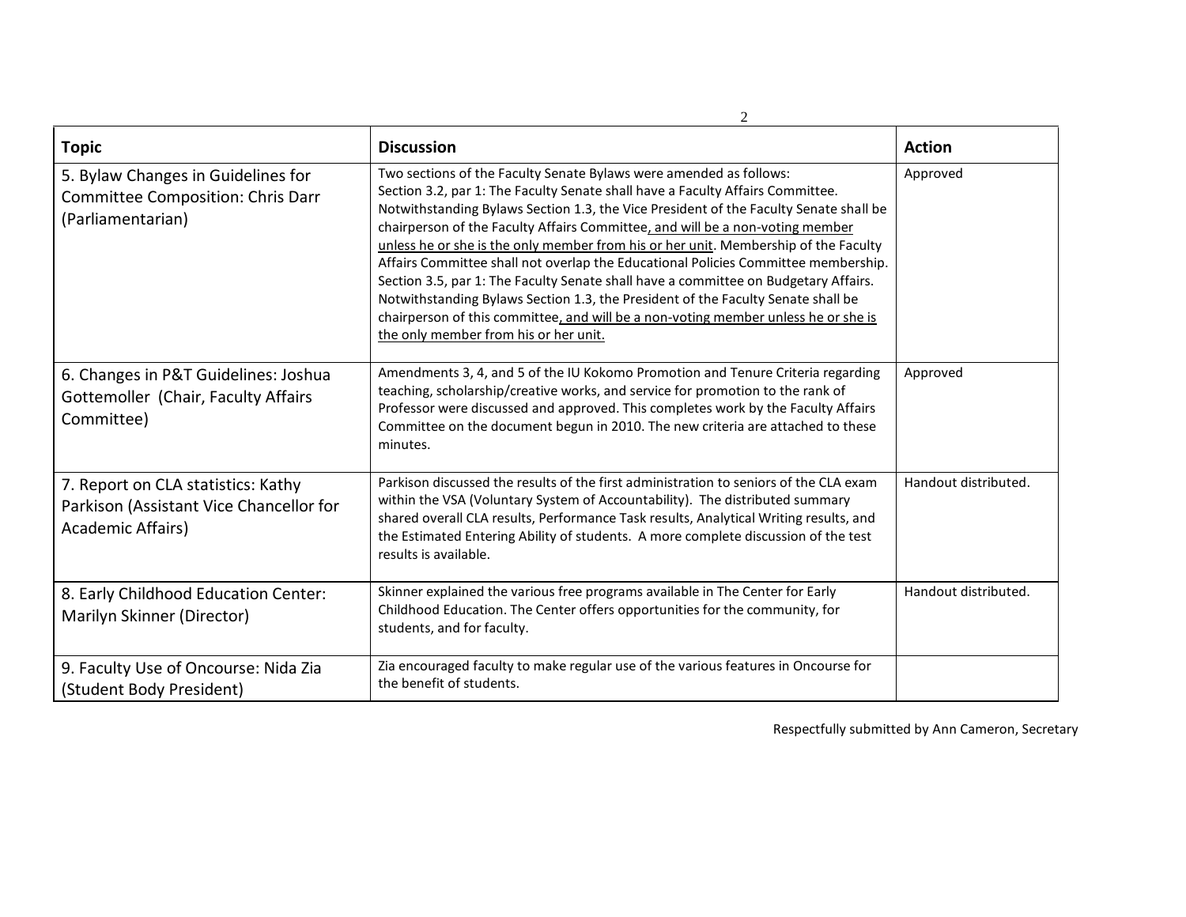| Topic | Discussion | Action |
|---|---|---|
| 5. Bylaw Changes in Guidelines for Committee Composition: Chris Darr (Parliamentarian) | Two sections of the Faculty Senate Bylaws were amended as follows: Section 3.2, par 1: The Faculty Senate shall have a Faculty Affairs Committee. Notwithstanding Bylaws Section 1.3, the Vice President of the Faculty Senate shall be chairperson of the Faculty Affairs Committee, and will be a non-voting member unless he or she is the only member from his or her unit. Membership of the Faculty Affairs Committee shall not overlap the Educational Policies Committee membership. Section 3.5, par 1: The Faculty Senate shall have a committee on Budgetary Affairs. Notwithstanding Bylaws Section 1.3, the President of the Faculty Senate shall be chairperson of this committee, and will be a non-voting member unless he or she is the only member from his or her unit. | Approved |
| 6. Changes in P&T Guidelines: Joshua Gottemoller (Chair, Faculty Affairs Committee) | Amendments 3, 4, and 5 of the IU Kokomo Promotion and Tenure Criteria regarding teaching, scholarship/creative works, and service for promotion to the rank of Professor were discussed and approved. This completes work by the Faculty Affairs Committee on the document begun in 2010. The new criteria are attached to these minutes. | Approved |
| 7. Report on CLA statistics: Kathy Parkison (Assistant Vice Chancellor for Academic Affairs) | Parkison discussed the results of the first administration to seniors of the CLA exam within the VSA (Voluntary System of Accountability). The distributed summary shared overall CLA results, Performance Task results, Analytical Writing results, and the Estimated Entering Ability of students. A more complete discussion of the test results is available. | Handout distributed. |
| 8. Early Childhood Education Center: Marilyn Skinner (Director) | Skinner explained the various free programs available in The Center for Early Childhood Education. The Center offers opportunities for the community, for students, and for faculty. | Handout distributed. |
| 9. Faculty Use of Oncourse: Nida Zia (Student Body President) | Zia encouraged faculty to make regular use of the various features in Oncourse for the benefit of students. | |

Respectfully submitted by Ann Cameron, Secretary